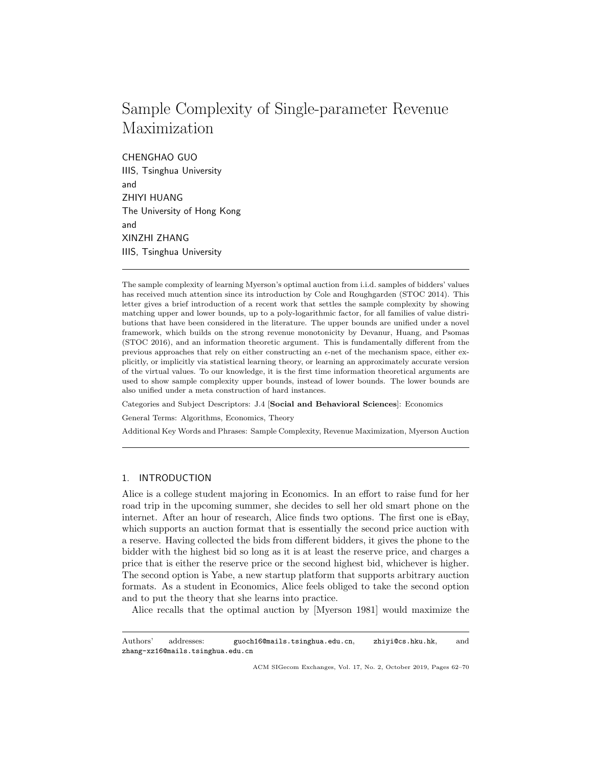# Sample Complexity of Single-parameter Revenue Maximization

CHENGHAO GUO
IIIS, Tsinghua University
and
ZHIYI HUANG
The University of Hong Kong
and
XINZHI ZHANG
IIIS, Tsinghua University

---

The sample complexity of learning Myerson's optimal auction from i.i.d. samples of bidders' values has received much attention since its introduction by Cole and Roughgarden (STOC 2014). This letter gives a brief introduction of a recent work that settles the sample complexity by showing matching upper and lower bounds, up to a poly-logarithmic factor, for all families of value distributions that have been considered in the literature. The upper bounds are unified under a novel framework, which builds on the strong revenue monotonicity by Devanur, Huang, and Psomas (STOC 2016), and an information theoretic argument. This is fundamentally different from the previous approaches that rely on either constructing an $\epsilon$-net of the mechanism space, either explicitly, or implicitly via statistical learning theory, or learning an approximately accurate version of the virtual values. To our knowledge, it is the first time information theoretical arguments are used to show sample complexity upper bounds, instead of lower bounds. The lower bounds are also unified under a meta construction of hard instances.

Categories and Subject Descriptors: J.4 [**Social and Behavioral Sciences**]: Economics

General Terms: Algorithms, Economics, Theory

Additional Key Words and Phrases: Sample Complexity, Revenue Maximization, Myerson Auction

---

## 1. INTRODUCTION

Alice is a college student majoring in Economics. In an effort to raise fund for her road trip in the upcoming summer, she decides to sell her old smart phone on the internet. After an hour of research, Alice finds two options. The first one is eBay, which supports an auction format that is essentially the second price auction with a reserve. Having collected the bids from different bidders, it gives the phone to the bidder with the highest bid so long as it is at least the reserve price, and charges a price that is either the reserve price or the second highest bid, whichever is higher. The second option is Yabe, a new startup platform that supports arbitrary auction formats. As a student in Economics, Alice feels obliged to take the second option and to put the theory that she learns into practice.

Alice recalls that the optimal auction by [Myerson 1981] would maximize the

---

Authors' addresses: guoch16@mails.tsinghua.edu.cn, zhiyi@cs.hku.hk, and zhang-xz16@mails.tsinghua.edu.cn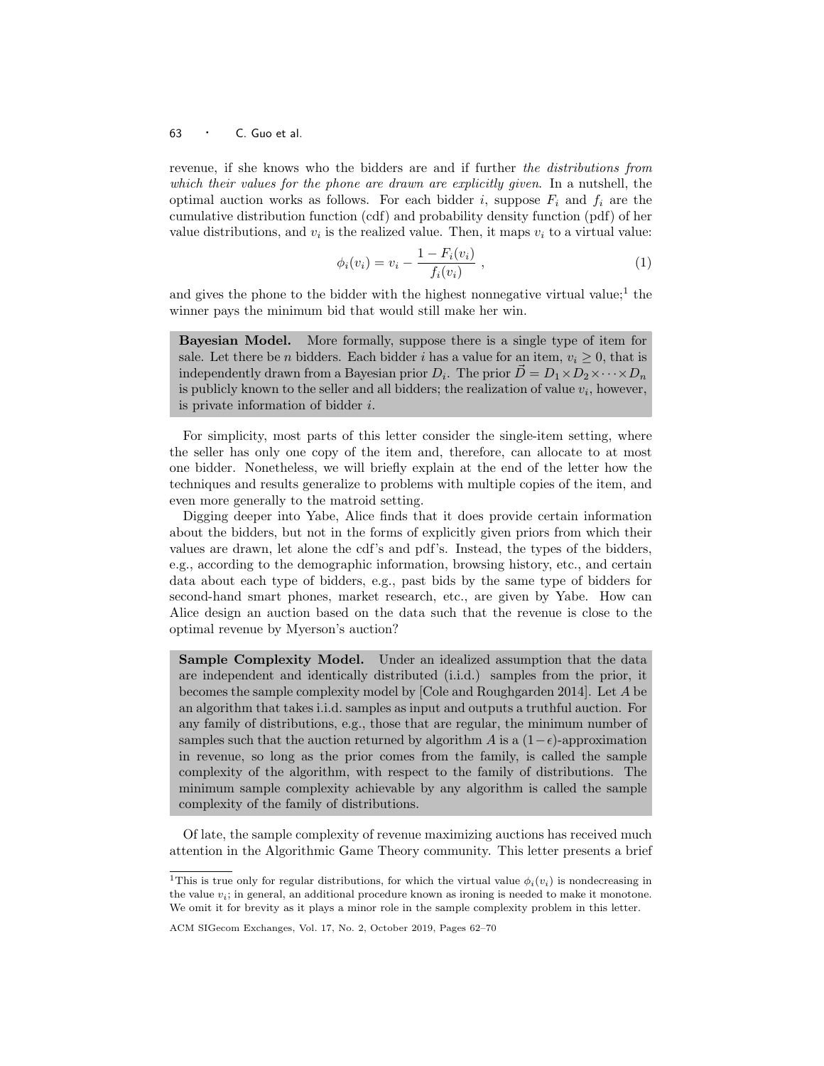revenue, if she knows who the bidders are and if further *the distributions from which their values for the phone are drawn are explicitly given*. In a nutshell, the optimal auction works as follows. For each bidder $i$, suppose $F_i$ and $f_i$ are the cumulative distribution function (cdf) and probability density function (pdf) of her value distributions, and $v_i$ is the realized value. Then, it maps $v_i$ to a virtual value:

$$\phi_i(v_i) = v_i - \frac{1 - F_i(v_i)}{f_i(v_i)} \ , \tag{1}$$

and gives the phone to the bidder with the highest nonnegative virtual value;[1] the winner pays the minimum bid that would still make her win.

> **Bayesian Model.** More formally, suppose there is a single type of item for sale. Let there be $n$ bidders. Each bidder $i$ has a value for an item, $v_i \geq 0$, that is independently drawn from a Bayesian prior $D_i$. The prior $\vec{D} = D_1 \times D_2 \times \cdots \times D_n$ is publicly known to the seller and all bidders; the realization of value $v_i$, however, is private information of bidder $i$.

For simplicity, most parts of this letter consider the single-item setting, where the seller has only one copy of the item and, therefore, can allocate to at most one bidder. Nonetheless, we will briefly explain at the end of the letter how the techniques and results generalize to problems with multiple copies of the item, and even more generally to the matroid setting.

Digging deeper into Yabe, Alice finds that it does provide certain information about the bidders, but not in the forms of explicitly given priors from which their values are drawn, let alone the cdf's and pdf's. Instead, the types of the bidders, e.g., according to the demographic information, browsing history, etc., and certain data about each type of bidders, e.g., past bids by the same type of bidders for second-hand smart phones, market research, etc., are given by Yabe. How can Alice design an auction based on the data such that the revenue is close to the optimal revenue by Myerson's auction?

> **Sample Complexity Model.** Under an idealized assumption that the data are independent and identically distributed (i.i.d.) samples from the prior, it becomes the sample complexity model by [Cole and Roughgarden 2014]. Let $A$ be an algorithm that takes i.i.d. samples as input and outputs a truthful auction. For any family of distributions, e.g., those that are regular, the minimum number of samples such that the auction returned by algorithm $A$ is a $(1-\epsilon)$-approximation in revenue, so long as the prior comes from the family, is called the sample complexity of the algorithm, with respect to the family of distributions. The minimum sample complexity achievable by any algorithm is called the sample complexity of the family of distributions.

Of late, the sample complexity of revenue maximizing auctions has received much attention in the Algorithmic Game Theory community. This letter presents a brief

[1] This is true only for regular distributions, for which the virtual value $\phi_i(v_i)$ is nondecreasing in the value $v_i$; in general, an additional procedure known as ironing is needed to make it monotone. We omit it for brevity as it plays a minor role in the sample complexity problem in this letter.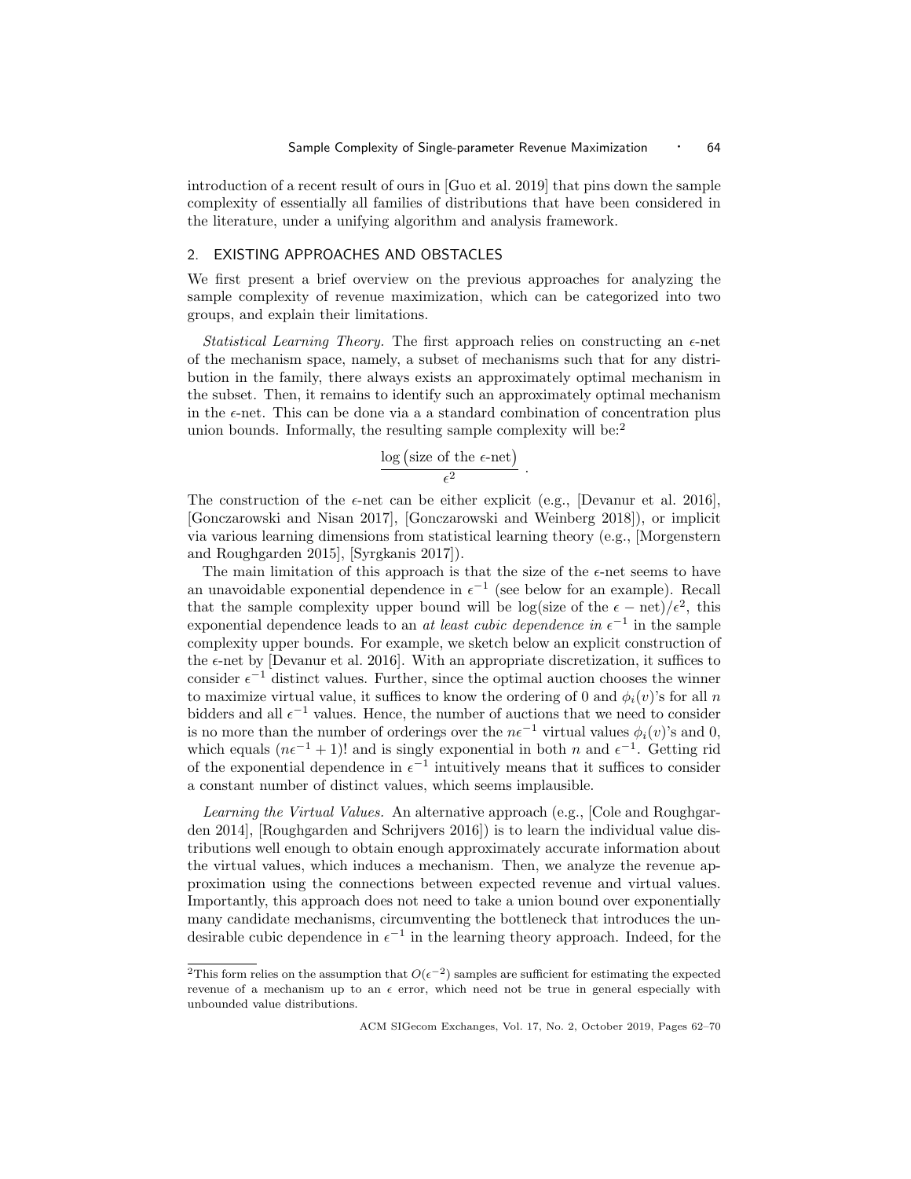introduction of a recent result of ours in [Guo et al. 2019] that pins down the sample complexity of essentially all families of distributions that have been considered in the literature, under a unifying algorithm and analysis framework.

## 2. EXISTING APPROACHES AND OBSTACLES

We first present a brief overview on the previous approaches for analyzing the sample complexity of revenue maximization, which can be categorized into two groups, and explain their limitations.

*Statistical Learning Theory.* The first approach relies on constructing an $\epsilon$-net of the mechanism space, namely, a subset of mechanisms such that for any distribution in the family, there always exists an approximately optimal mechanism in the subset. Then, it remains to identify such an approximately optimal mechanism in the $\epsilon$-net. This can be done via a a standard combination of concentration plus union bounds. Informally, the resulting sample complexity will be:[2]

$$\frac{\log\big(\text{size of the } \epsilon\text{-net}\big)}{\epsilon^2} \ .$$

The construction of the $\epsilon$-net can be either explicit (e.g., [Devanur et al. 2016], [Gonczarowski and Nisan 2017], [Gonczarowski and Weinberg 2018]), or implicit via various learning dimensions from statistical learning theory (e.g., [Morgenstern and Roughgarden 2015], [Syrgkanis 2017]).

The main limitation of this approach is that the size of the $\epsilon$-net seems to have an unavoidable exponential dependence in $\epsilon^{-1}$ (see below for an example). Recall that the sample complexity upper bound will be log(size of the $\epsilon$ − net)$/\epsilon^2$, this exponential dependence leads to an *at least cubic dependence in* $\epsilon^{-1}$ in the sample complexity upper bounds. For example, we sketch below an explicit construction of the $\epsilon$-net by [Devanur et al. 2016]. With an appropriate discretization, it suffices to consider $\epsilon^{-1}$ distinct values. Further, since the optimal auction chooses the winner to maximize virtual value, it suffices to know the ordering of 0 and $\phi_i(v)$'s for all $n$ bidders and all $\epsilon^{-1}$ values. Hence, the number of auctions that we need to consider is no more than the number of orderings over the $n\epsilon^{-1}$ virtual values $\phi_i(v)$'s and 0, which equals $(n\epsilon^{-1} + 1)!$ and is singly exponential in both $n$ and $\epsilon^{-1}$. Getting rid of the exponential dependence in $\epsilon^{-1}$ intuitively means that it suffices to consider a constant number of distinct values, which seems implausible.

*Learning the Virtual Values.* An alternative approach (e.g., [Cole and Roughgarden 2014], [Roughgarden and Schrijvers 2016]) is to learn the individual value distributions well enough to obtain enough approximately accurate information about the virtual values, which induces a mechanism. Then, we analyze the revenue approximation using the connections between expected revenue and virtual values. Importantly, this approach does not need to take a union bound over exponentially many candidate mechanisms, circumventing the bottleneck that introduces the undesirable cubic dependence in $\epsilon^{-1}$ in the learning theory approach. Indeed, for the

[2] This form relies on the assumption that $O(\epsilon^{-2})$ samples are sufficient for estimating the expected revenue of a mechanism up to an $\epsilon$ error, which need not be true in general especially with unbounded value distributions.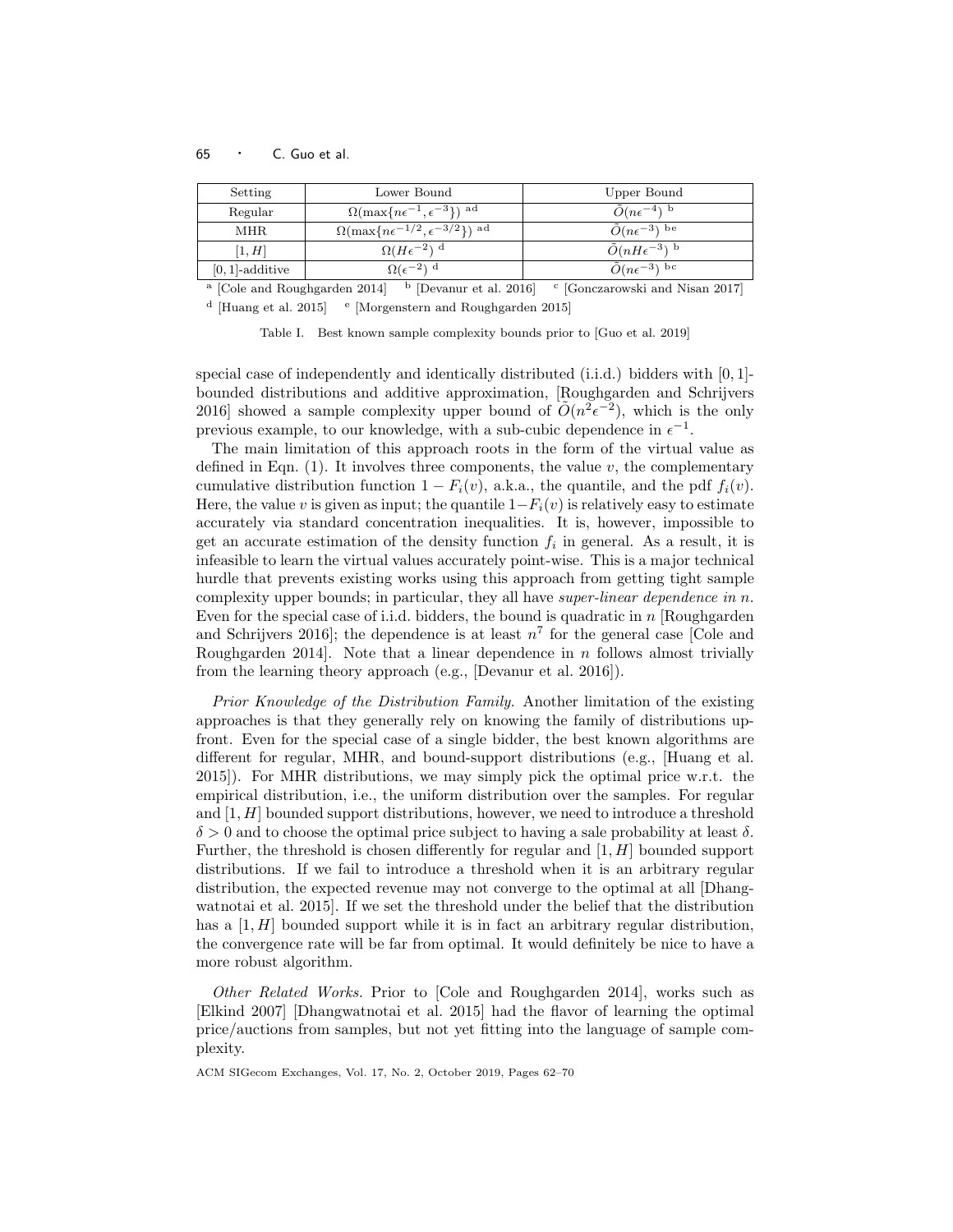| Setting | Lower Bound | Upper Bound |
|---|---|---|
| Regular | $\Omega(\max\{n\epsilon^{-1}, \epsilon^{-3}\})$ [ad] | $\tilde{O}(n\epsilon^{-4})$ [b] |
| MHR | $\Omega(\max\{n\epsilon^{-1/2}, \epsilon^{-3/2}\})$ [ad] | $\tilde{O}(n\epsilon^{-3})$ [be] |
| $[1, H]$ | $\Omega(H\epsilon^{-2})$ [d] | $\tilde{O}(nH\epsilon^{-3})$ [b] |
| $[0, 1]$-additive | $\Omega(\epsilon^{-2})$ [d] | $\tilde{O}(n\epsilon^{-3})$ [bc] |

[a] [Cole and Roughgarden 2014] [b] [Devanur et al. 2016] [c] [Gonczarowski and Nisan 2017]
[d] [Huang et al. 2015] [e] [Morgenstern and Roughgarden 2015]

Table I. Best known sample complexity bounds prior to [Guo et al. 2019]

special case of independently and identically distributed (i.i.d.) bidders with $[0, 1]$-bounded distributions and additive approximation, [Roughgarden and Schrijvers 2016] showed a sample complexity upper bound of $\tilde{O}(n^2\epsilon^{-2})$, which is the only previous example, to our knowledge, with a sub-cubic dependence in $\epsilon^{-1}$.

The main limitation of this approach roots in the form of the virtual value as defined in Eqn. (1). It involves three components, the value $v$, the complementary cumulative distribution function $1 - F_i(v)$, a.k.a., the quantile, and the pdf $f_i(v)$. Here, the value $v$ is given as input; the quantile $1 - F_i(v)$ is relatively easy to estimate accurately via standard concentration inequalities. It is, however, impossible to get an accurate estimation of the density function $f_i$ in general. As a result, it is infeasible to learn the virtual values accurately point-wise. This is a major technical hurdle that prevents existing works using this approach from getting tight sample complexity upper bounds; in particular, they all have *super-linear dependence in* $n$. Even for the special case of i.i.d. bidders, the bound is quadratic in $n$ [Roughgarden and Schrijvers 2016]; the dependence is at least $n^7$ for the general case [Cole and Roughgarden 2014]. Note that a linear dependence in $n$ follows almost trivially from the learning theory approach (e.g., [Devanur et al. 2016]).

*Prior Knowledge of the Distribution Family.* Another limitation of the existing approaches is that they generally rely on knowing the family of distributions upfront. Even for the special case of a single bidder, the best known algorithms are different for regular, MHR, and bound-support distributions (e.g., [Huang et al. 2015]). For MHR distributions, we may simply pick the optimal price w.r.t. the empirical distribution, i.e., the uniform distribution over the samples. For regular and $[1, H]$ bounded support distributions, however, we need to introduce a threshold $\delta > 0$ and to choose the optimal price subject to having a sale probability at least $\delta$. Further, the threshold is chosen differently for regular and $[1, H]$ bounded support distributions. If we fail to introduce a threshold when it is an arbitrary regular distribution, the expected revenue may not converge to the optimal at all [Dhangwatnotai et al. 2015]. If we set the threshold under the belief that the distribution has a $[1, H]$ bounded support while it is in fact an arbitrary regular distribution, the convergence rate will be far from optimal. It would definitely be nice to have a more robust algorithm.

*Other Related Works.* Prior to [Cole and Roughgarden 2014], works such as [Elkind 2007] [Dhangwatnotai et al. 2015] had the flavor of learning the optimal price/auctions from samples, but not yet fitting into the language of sample complexity.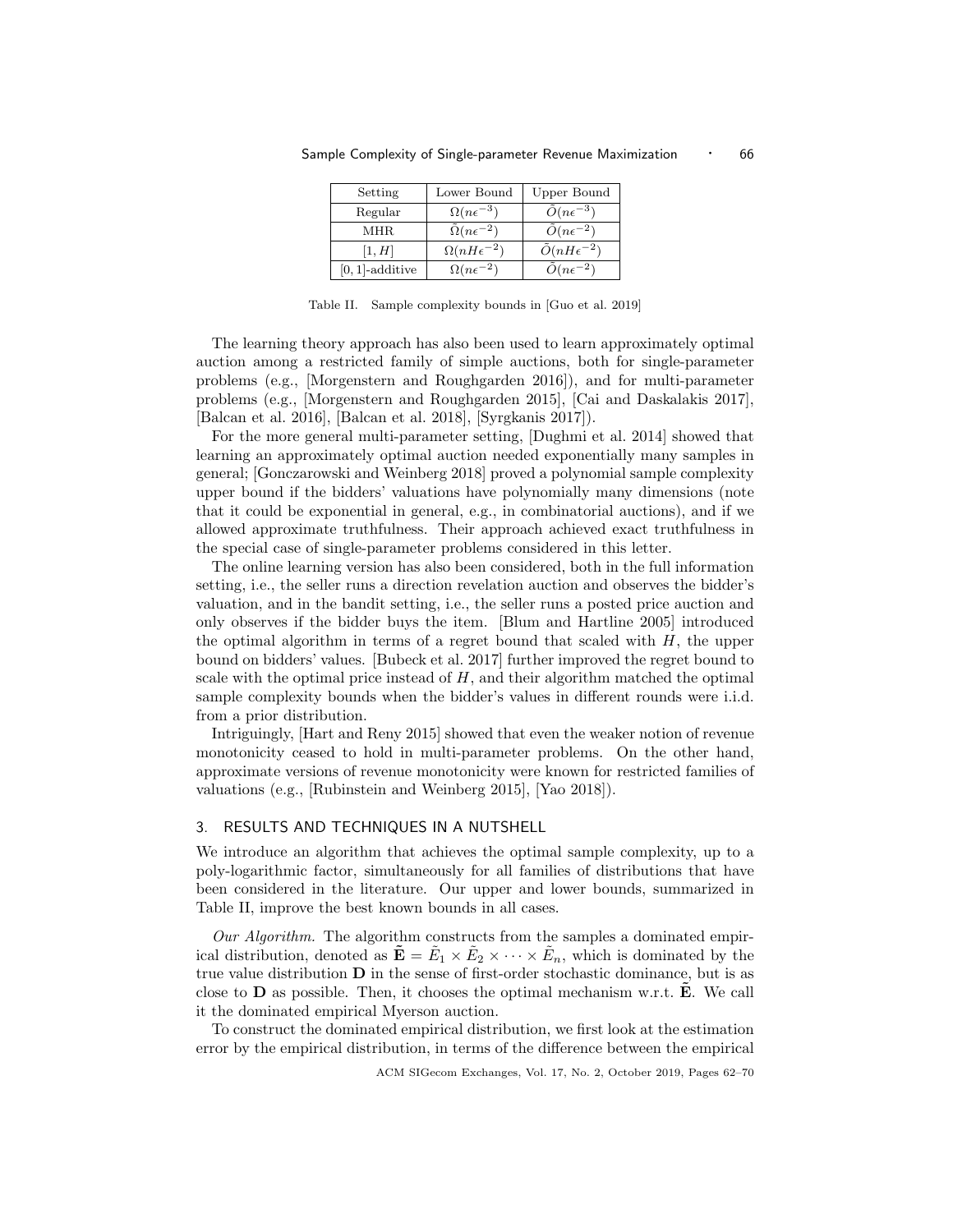| Setting | Lower Bound | Upper Bound |
| --- | --- | --- |
| Regular | $\Omega(n\epsilon^{-3})$ | $\tilde{O}(n\epsilon^{-3})$ |
| MHR | $\tilde{\Omega}(n\epsilon^{-2})$ | $\tilde{O}(n\epsilon^{-2})$ |
| $[1, H]$ | $\Omega(nH\epsilon^{-2})$ | $\tilde{O}(nH\epsilon^{-2})$ |
| $[0, 1]$-additive | $\Omega(n\epsilon^{-2})$ | $\tilde{O}(n\epsilon^{-2})$ |

Table II. Sample complexity bounds in [Guo et al. 2019]

The learning theory approach has also been used to learn approximately optimal auction among a restricted family of simple auctions, both for single-parameter problems (e.g., [Morgenstern and Roughgarden 2016]), and for multi-parameter problems (e.g., [Morgenstern and Roughgarden 2015], [Cai and Daskalakis 2017], [Balcan et al. 2016], [Balcan et al. 2018], [Syrgkanis 2017]).

For the more general multi-parameter setting, [Dughmi et al. 2014] showed that learning an approximately optimal auction needed exponentially many samples in general; [Gonczarowski and Weinberg 2018] proved a polynomial sample complexity upper bound if the bidders' valuations have polynomially many dimensions (note that it could be exponential in general, e.g., in combinatorial auctions), and if we allowed approximate truthfulness. Their approach achieved exact truthfulness in the special case of single-parameter problems considered in this letter.

The online learning version has also been considered, both in the full information setting, i.e., the seller runs a direction revelation auction and observes the bidder's valuation, and in the bandit setting, i.e., the seller runs a posted price auction and only observes if the bidder buys the item. [Blum and Hartline 2005] introduced the optimal algorithm in terms of a regret bound that scaled with $H$, the upper bound on bidders' values. [Bubeck et al. 2017] further improved the regret bound to scale with the optimal price instead of $H$, and their algorithm matched the optimal sample complexity bounds when the bidder's values in different rounds were i.i.d. from a prior distribution.

Intriguingly, [Hart and Reny 2015] showed that even the weaker notion of revenue monotonicity ceased to hold in multi-parameter problems. On the other hand, approximate versions of revenue monotonicity were known for restricted families of valuations (e.g., [Rubinstein and Weinberg 2015], [Yao 2018]).

## 3. RESULTS AND TECHNIQUES IN A NUTSHELL

We introduce an algorithm that achieves the optimal sample complexity, up to a poly-logarithmic factor, simultaneously for all families of distributions that have been considered in the literature. Our upper and lower bounds, summarized in Table II, improve the best known bounds in all cases.

*Our Algorithm.* The algorithm constructs from the samples a dominated empirical distribution, denoted as $\tilde{\mathbf{E}} = \tilde{E}_1 \times \tilde{E}_2 \times \cdots \times \tilde{E}_n$, which is dominated by the true value distribution $\mathbf{D}$ in the sense of first-order stochastic dominance, but is as close to $\mathbf{D}$ as possible. Then, it chooses the optimal mechanism w.r.t. $\tilde{\mathbf{E}}$. We call it the dominated empirical Myerson auction.

To construct the dominated empirical distribution, we first look at the estimation error by the empirical distribution, in terms of the difference between the empirical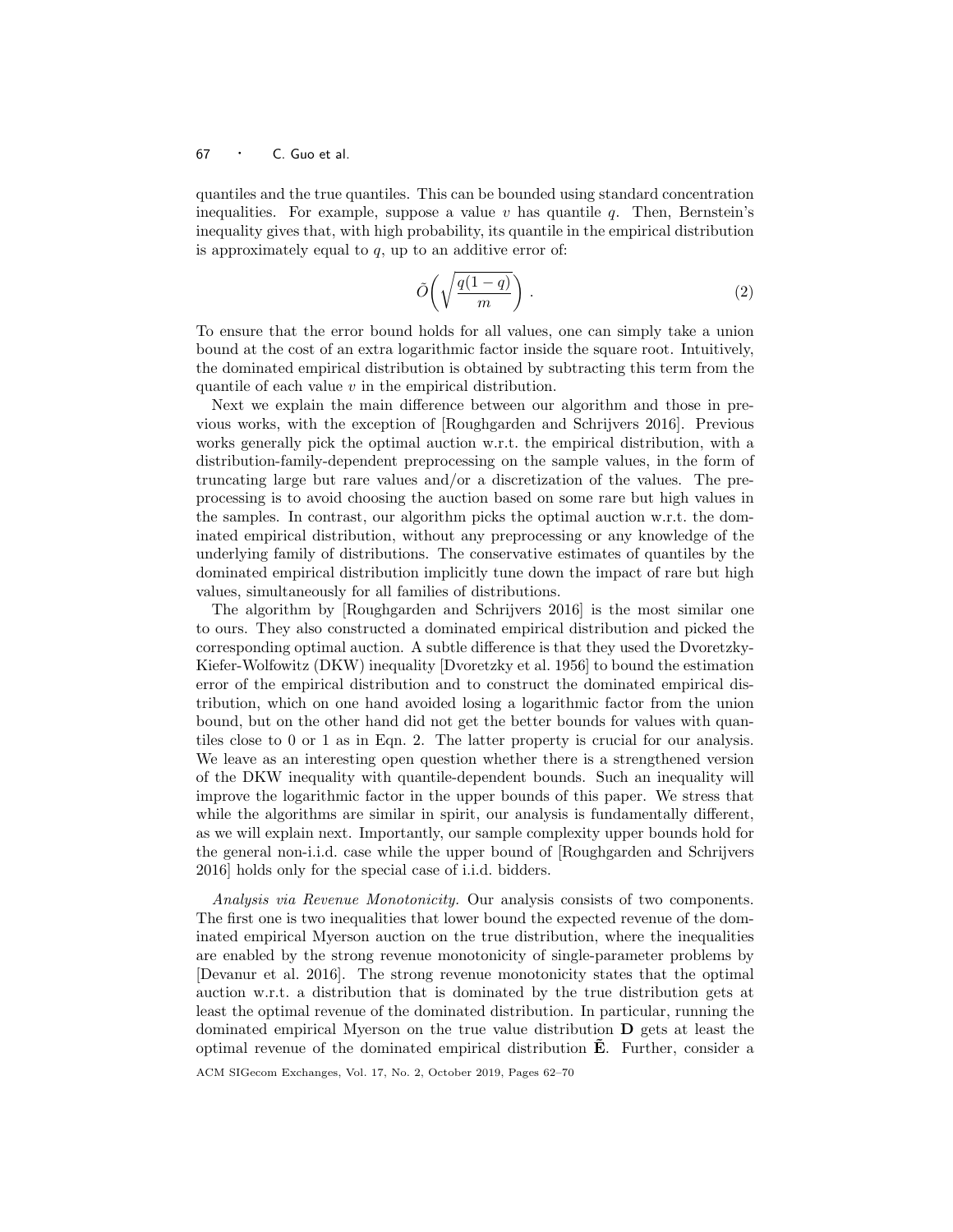quantiles and the true quantiles. This can be bounded using standard concentration inequalities. For example, suppose a value $v$ has quantile $q$. Then, Bernstein's inequality gives that, with high probability, its quantile in the empirical distribution is approximately equal to $q$, up to an additive error of:

$$\tilde{O}\left(\sqrt{\frac{q(1-q)}{m}}\right) . \tag{2}$$

To ensure that the error bound holds for all values, one can simply take a union bound at the cost of an extra logarithmic factor inside the square root. Intuitively, the dominated empirical distribution is obtained by subtracting this term from the quantile of each value $v$ in the empirical distribution.

Next we explain the main difference between our algorithm and those in previous works, with the exception of [Roughgarden and Schrijvers 2016]. Previous works generally pick the optimal auction w.r.t. the empirical distribution, with a distribution-family-dependent preprocessing on the sample values, in the form of truncating large but rare values and/or a discretization of the values. The preprocessing is to avoid choosing the auction based on some rare but high values in the samples. In contrast, our algorithm picks the optimal auction w.r.t. the dominated empirical distribution, without any preprocessing or any knowledge of the underlying family of distributions. The conservative estimates of quantiles by the dominated empirical distribution implicitly tune down the impact of rare but high values, simultaneously for all families of distributions.

The algorithm by [Roughgarden and Schrijvers 2016] is the most similar one to ours. They also constructed a dominated empirical distribution and picked the corresponding optimal auction. A subtle difference is that they used the Dvoretzky-Kiefer-Wolfowitz (DKW) inequality [Dvoretzky et al. 1956] to bound the estimation error of the empirical distribution and to construct the dominated empirical distribution, which on one hand avoided losing a logarithmic factor from the union bound, but on the other hand did not get the better bounds for values with quantiles close to 0 or 1 as in Eqn. 2. The latter property is crucial for our analysis. We leave as an interesting open question whether there is a strengthened version of the DKW inequality with quantile-dependent bounds. Such an inequality will improve the logarithmic factor in the upper bounds of this paper. We stress that while the algorithms are similar in spirit, our analysis is fundamentally different, as we will explain next. Importantly, our sample complexity upper bounds hold for the general non-i.i.d. case while the upper bound of [Roughgarden and Schrijvers 2016] holds only for the special case of i.i.d. bidders.

*Analysis via Revenue Monotonicity.* Our analysis consists of two components. The first one is two inequalities that lower bound the expected revenue of the dominated empirical Myerson auction on the true distribution, where the inequalities are enabled by the strong revenue monotonicity of single-parameter problems by [Devanur et al. 2016]. The strong revenue monotonicity states that the optimal auction w.r.t. a distribution that is dominated by the true distribution gets at least the optimal revenue of the dominated distribution. In particular, running the dominated empirical Myerson on the true value distribution $\mathbf{D}$ gets at least the optimal revenue of the dominated empirical distribution $\tilde{\mathbf{E}}$. Further, consider a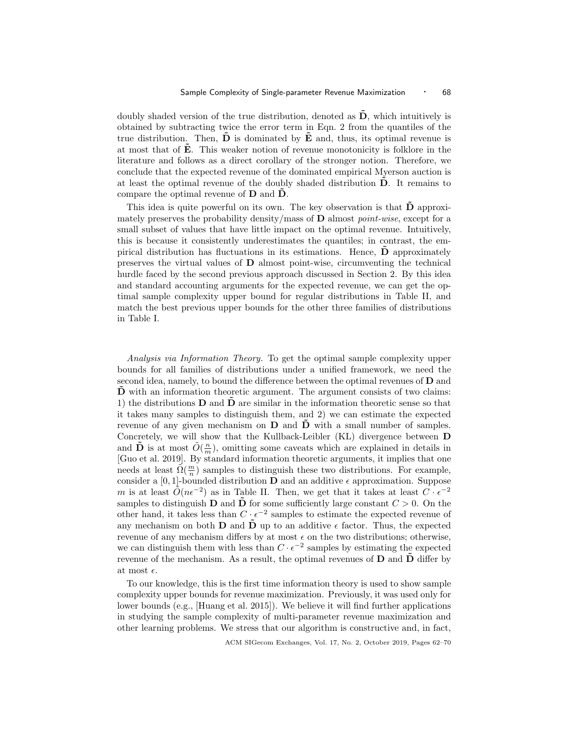doubly shaded version of the true distribution, denoted as $\tilde{\mathbf{D}}$, which intuitively is obtained by subtracting twice the error term in Eqn. 2 from the quantiles of the true distribution. Then, $\tilde{\mathbf{D}}$ is dominated by $\tilde{\mathbf{E}}$ and, thus, its optimal revenue is at most that of $\tilde{\mathbf{E}}$. This weaker notion of revenue monotonicity is folklore in the literature and follows as a direct corollary of the stronger notion. Therefore, we conclude that the expected revenue of the dominated empirical Myerson auction is at least the optimal revenue of the doubly shaded distribution $\tilde{\mathbf{D}}$. It remains to compare the optimal revenue of $\mathbf{D}$ and $\tilde{\mathbf{D}}$.

This idea is quite powerful on its own. The key observation is that $\tilde{\mathbf{D}}$ approximately preserves the probability density/mass of $\mathbf{D}$ almost *point-wise*, except for a small subset of values that have little impact on the optimal revenue. Intuitively, this is because it consistently underestimates the quantiles; in contrast, the empirical distribution has fluctuations in its estimations. Hence, $\tilde{\mathbf{D}}$ approximately preserves the virtual values of $\mathbf{D}$ almost point-wise, circumventing the technical hurdle faced by the second previous approach discussed in Section 2. By this idea and standard accounting arguments for the expected revenue, we can get the optimal sample complexity upper bound for regular distributions in Table II, and match the best previous upper bounds for the other three families of distributions in Table I.

*Analysis via Information Theory.* To get the optimal sample complexity upper bounds for all families of distributions under a unified framework, we need the second idea, namely, to bound the difference between the optimal revenues of $\mathbf{D}$ and $\tilde{\mathbf{D}}$ with an information theoretic argument. The argument consists of two claims: 1) the distributions $\mathbf{D}$ and $\tilde{\mathbf{D}}$ are similar in the information theoretic sense so that it takes many samples to distinguish them, and 2) we can estimate the expected revenue of any given mechanism on $\mathbf{D}$ and $\tilde{\mathbf{D}}$ with a small number of samples. Concretely, we will show that the Kullback-Leibler (KL) divergence between $\mathbf{D}$ and $\tilde{\mathbf{D}}$ is at most $\tilde{O}(\frac{n}{m})$, omitting some caveats which are explained in details in [Guo et al. 2019]. By standard information theoretic arguments, it implies that one needs at least $\tilde{\Omega}(\frac{m}{n})$ samples to distinguish these two distributions. For example, consider a $[0, 1]$-bounded distribution $\mathbf{D}$ and an additive $\epsilon$ approximation. Suppose $m$ is at least $\tilde{O}(n\epsilon^{-2})$ as in Table II. Then, we get that it takes at least $C \cdot \epsilon^{-2}$ samples to distinguish $\mathbf{D}$ and $\tilde{\mathbf{D}}$ for some sufficiently large constant $C > 0$. On the other hand, it takes less than $C \cdot \epsilon^{-2}$ samples to estimate the expected revenue of any mechanism on both $\mathbf{D}$ and $\tilde{\mathbf{D}}$ up to an additive $\epsilon$ factor. Thus, the expected revenue of any mechanism differs by at most $\epsilon$ on the two distributions; otherwise, we can distinguish them with less than $C \cdot \epsilon^{-2}$ samples by estimating the expected revenue of the mechanism. As a result, the optimal revenues of $\mathbf{D}$ and $\tilde{\mathbf{D}}$ differ by at most $\epsilon$.

To our knowledge, this is the first time information theory is used to show sample complexity upper bounds for revenue maximization. Previously, it was used only for lower bounds (e.g., [Huang et al. 2015]). We believe it will find further applications in studying the sample complexity of multi-parameter revenue maximization and other learning problems. We stress that our algorithm is constructive and, in fact,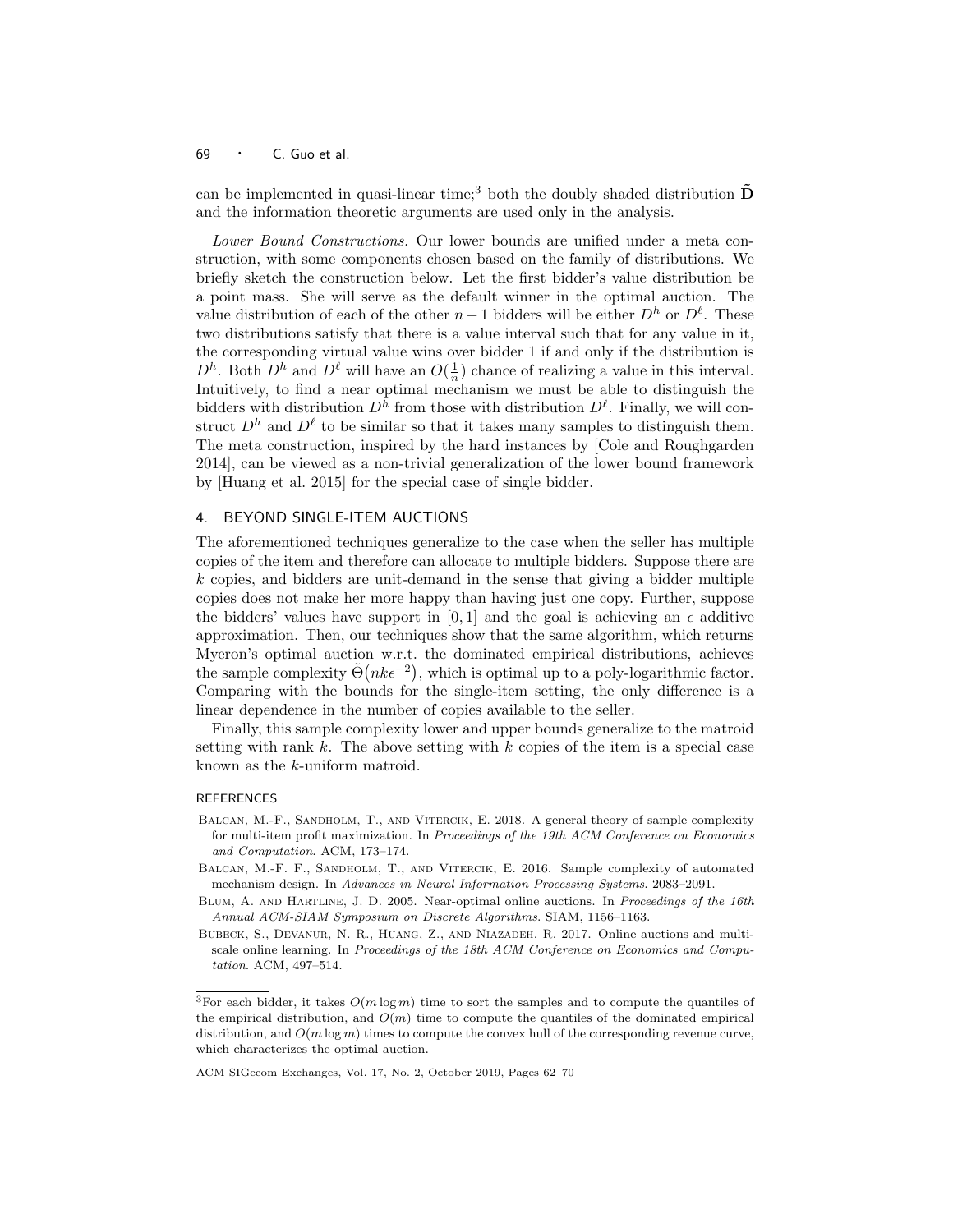can be implemented in quasi-linear time;[3] both the doubly shaded distribution $\tilde{\mathbf{D}}$ and the information theoretic arguments are used only in the analysis.

*Lower Bound Constructions.* Our lower bounds are unified under a meta construction, with some components chosen based on the family of distributions. We briefly sketch the construction below. Let the first bidder's value distribution be a point mass. She will serve as the default winner in the optimal auction. The value distribution of each of the other $n-1$ bidders will be either $D^h$ or $D^\ell$. These two distributions satisfy that there is a value interval such that for any value in it, the corresponding virtual value wins over bidder 1 if and only if the distribution is $D^h$. Both $D^h$ and $D^\ell$ will have an $O(\frac{1}{n})$ chance of realizing a value in this interval. Intuitively, to find a near optimal mechanism we must be able to distinguish the bidders with distribution $D^h$ from those with distribution $D^\ell$. Finally, we will construct $D^h$ and $D^\ell$ to be similar so that it takes many samples to distinguish them. The meta construction, inspired by the hard instances by [Cole and Roughgarden 2014], can be viewed as a non-trivial generalization of the lower bound framework by [Huang et al. 2015] for the special case of single bidder.

## 4. BEYOND SINGLE-ITEM AUCTIONS

The aforementioned techniques generalize to the case when the seller has multiple copies of the item and therefore can allocate to multiple bidders. Suppose there are $k$ copies, and bidders are unit-demand in the sense that giving a bidder multiple copies does not make her more happy than having just one copy. Further, suppose the bidders' values have support in $[0, 1]$ and the goal is achieving an $\epsilon$ additive approximation. Then, our techniques show that the same algorithm, which returns Myeron's optimal auction w.r.t. the dominated empirical distributions, achieves the sample complexity $\tilde{\Theta}(nk\epsilon^{-2})$, which is optimal up to a poly-logarithmic factor. Comparing with the bounds for the single-item setting, the only difference is a linear dependence in the number of copies available to the seller.

Finally, this sample complexity lower and upper bounds generalize to the matroid setting with rank $k$. The above setting with $k$ copies of the item is a special case known as the $k$-uniform matroid.

### REFERENCES

Balcan, M.-F., Sandholm, T., and Vitercik, E. 2018. A general theory of sample complexity for multi-item profit maximization. In *Proceedings of the 19th ACM Conference on Economics and Computation*. ACM, 173–174.

Balcan, M.-F. F., Sandholm, T., and Vitercik, E. 2016. Sample complexity of automated mechanism design. In *Advances in Neural Information Processing Systems*. 2083–2091.

Blum, A. and Hartline, J. D. 2005. Near-optimal online auctions. In *Proceedings of the 16th Annual ACM-SIAM Symposium on Discrete Algorithms*. SIAM, 1156–1163.

Bubeck, S., Devanur, N. R., Huang, Z., and Niazadeh, R. 2017. Online auctions and multi-scale online learning. In *Proceedings of the 18th ACM Conference on Economics and Computation*. ACM, 497–514.

[3] For each bidder, it takes $O(m \log m)$ time to sort the samples and to compute the quantiles of the empirical distribution, and $O(m)$ time to compute the quantiles of the dominated empirical distribution, and $O(m \log m)$ times to compute the convex hull of the corresponding revenue curve, which characterizes the optimal auction.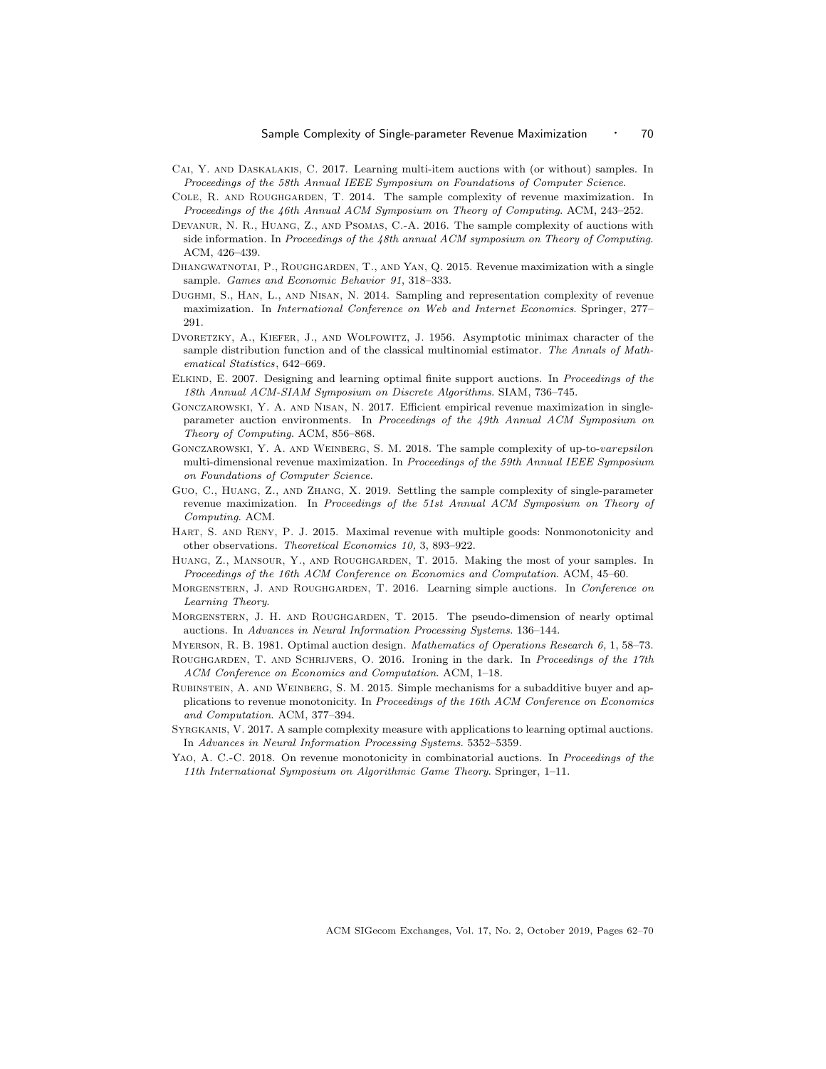Cai, Y. and Daskalakis, C. 2017. Learning multi-item auctions with (or without) samples. In *Proceedings of the 58th Annual IEEE Symposium on Foundations of Computer Science*.

Cole, R. and Roughgarden, T. 2014. The sample complexity of revenue maximization. In *Proceedings of the 46th Annual ACM Symposium on Theory of Computing*. ACM, 243–252.

Devanur, N. R., Huang, Z., and Psomas, C.-A. 2016. The sample complexity of auctions with side information. In *Proceedings of the 48th annual ACM symposium on Theory of Computing*. ACM, 426–439.

Dhangwatnotai, P., Roughgarden, T., and Yan, Q. 2015. Revenue maximization with a single sample. *Games and Economic Behavior 91*, 318–333.

Dughmi, S., Han, L., and Nisan, N. 2014. Sampling and representation complexity of revenue maximization. In *International Conference on Web and Internet Economics*. Springer, 277–291.

Dvoretzky, A., Kiefer, J., and Wolfowitz, J. 1956. Asymptotic minimax character of the sample distribution function and of the classical multinomial estimator. *The Annals of Mathematical Statistics*, 642–669.

Elkind, E. 2007. Designing and learning optimal finite support auctions. In *Proceedings of the 18th Annual ACM-SIAM Symposium on Discrete Algorithms*. SIAM, 736–745.

Gonczarowski, Y. A. and Nisan, N. 2017. Efficient empirical revenue maximization in single-parameter auction environments. In *Proceedings of the 49th Annual ACM Symposium on Theory of Computing*. ACM, 856–868.

Gonczarowski, Y. A. and Weinberg, S. M. 2018. The sample complexity of up-to-*varepsilon* multi-dimensional revenue maximization. In *Proceedings of the 59th Annual IEEE Symposium on Foundations of Computer Science*.

Guo, C., Huang, Z., and Zhang, X. 2019. Settling the sample complexity of single-parameter revenue maximization. In *Proceedings of the 51st Annual ACM Symposium on Theory of Computing*. ACM.

Hart, S. and Reny, P. J. 2015. Maximal revenue with multiple goods: Nonmonotonicity and other observations. *Theoretical Economics 10,* 3, 893–922.

Huang, Z., Mansour, Y., and Roughgarden, T. 2015. Making the most of your samples. In *Proceedings of the 16th ACM Conference on Economics and Computation*. ACM, 45–60.

Morgenstern, J. and Roughgarden, T. 2016. Learning simple auctions. In *Conference on Learning Theory*.

Morgenstern, J. H. and Roughgarden, T. 2015. The pseudo-dimension of nearly optimal auctions. In *Advances in Neural Information Processing Systems*. 136–144.

Myerson, R. B. 1981. Optimal auction design. *Mathematics of Operations Research 6,* 1, 58–73.

Roughgarden, T. and Schrijvers, O. 2016. Ironing in the dark. In *Proceedings of the 17th ACM Conference on Economics and Computation*. ACM, 1–18.

Rubinstein, A. and Weinberg, S. M. 2015. Simple mechanisms for a subadditive buyer and applications to revenue monotonicity. In *Proceedings of the 16th ACM Conference on Economics and Computation*. ACM, 377–394.

Syrgkanis, V. 2017. A sample complexity measure with applications to learning optimal auctions. In *Advances in Neural Information Processing Systems*. 5352–5359.

Yao, A. C.-C. 2018. On revenue monotonicity in combinatorial auctions. In *Proceedings of the 11th International Symposium on Algorithmic Game Theory*. Springer, 1–11.